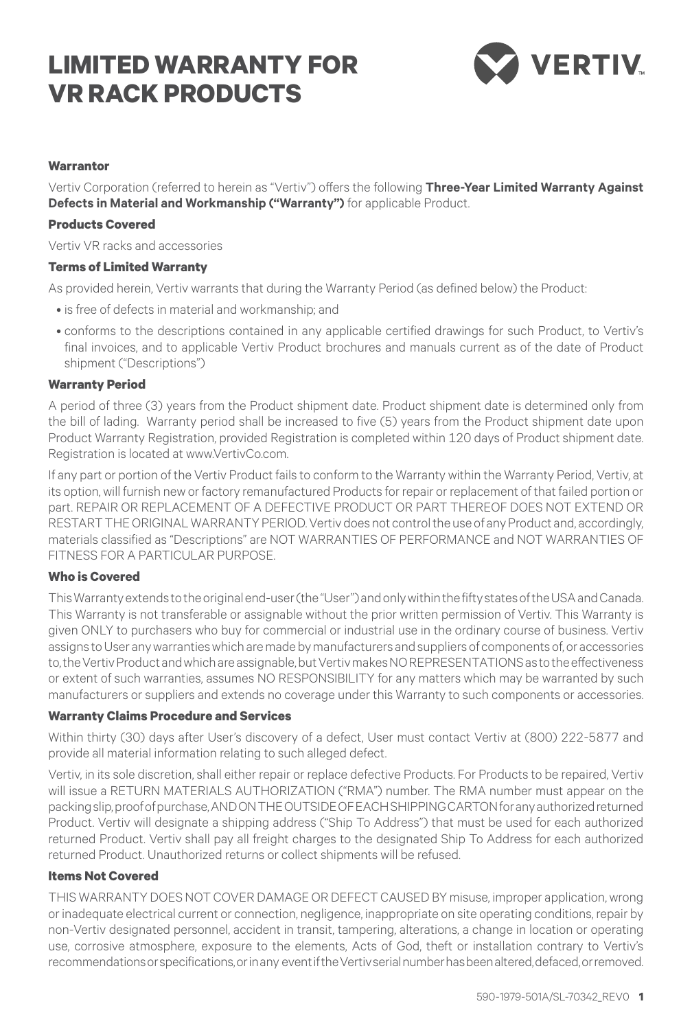# LIMITED WARRANTY FOR VR RACK PRODUCTS

VERTIV

**Warrantor**

Vertiv Corporation (referred to herein as "Vertiv") offers the following **Three-Year Limited Warranty Against Defects in Material and Workmanship ("Warranty")** for applicable Product.

**Products Covered**

Vertiv VR racks and accessories

**Terms of Limited Warranty**

As provided herein, Vertiv warrants that during the Warranty Period (as defined below) the Product:

- is free of defects in material and workmanship; and
- conforms to the descriptions contained in any applicable certified drawings for such Product, to Vertiv's final invoices, and to applicable Vertiv Product brochures and manuals current as of the date of Product shipment ("Descriptions")

**Warranty Period**

A period of three (3) years from the Product shipment date. Product shipment date is determined only from the bill of lading. Warranty period shall be increased to five (5) years from the Product shipment date upon Product Warranty Registration, provided Registration is completed within 120 days of Product shipment date. Registration is located at www.VertivCo.com.

If any part or portion of the Vertiv Product fails to conform to the Warranty within the Warranty Period, Vertiv, at its option, will furnish new or factory remanufactured Products for repair or replacement of that failed portion or part. REPAIR OR REPLACEMENT OF A DEFECTIVE PRODUCT OR PART THEREOF DOES NOT EXTEND OR RESTART THE ORIGINAL WARRANTY PERIOD. Vertiv does not control the use of any Product and, accordingly, materials classified as "Descriptions" are NOT WARRANTIES OF PERFORMANCE and NOT WARRANTIES OF FITNESS FOR A PARTICULAR PURPOSE.

**Who is Covered**

This Warranty extends to the original end-user (the "User") and only within the fifty states of the USA and Canada. This Warranty is not transferable or assignable without the prior written permission of Vertiv. This Warranty is given ONLY to purchasers who buy for commercial or industrial use in the ordinary course of business. Vertiv assigns to User any warranties which are made by manufacturers and suppliers of components of, or accessories to, the Vertiv Product and which are assignable, but Vertiv makes NO REPRESENTATIONS as to the effectiveness or extent of such warranties, assumes NO RESPONSIBILITY for any matters which may be warranted by such manufacturers or suppliers and extends no coverage under this Warranty to such components or accessories.

**Warranty Claims Procedure and Services**

Within thirty (30) days after User's discovery of a defect, User must contact Vertiv at (800) 222-5877 and provide all material information relating to such alleged defect.

Vertiv, in its sole discretion, shall either repair or replace defective Products. For Products to be repaired, Vertiv will issue a RETURN MATERIALS AUTHORIZATION ("RMA") number. The RMA number must appear on the packing slip, proof of purchase, AND ON THE OUTSIDE OF EACH SHIPPING CARTON for any authorized returned Product. Vertiv will designate a shipping address ("Ship To Address") that must be used for each authorized returned Product. Vertiv shall pay all freight charges to the designated Ship To Address for each authorized returned Product. Unauthorized returns or collect shipments will be refused.

**Items Not Covered**

THIS WARRANTY DOES NOT COVER DAMAGE OR DEFECT CAUSED BY misuse, improper application, wrong or inadequate electrical current or connection, negligence, inappropriate on site operating conditions, repair by non-Vertiv designated personnel, accident in transit, tampering, alterations, a change in location or operating use, corrosive atmosphere, exposure to the elements, Acts of God, theft or installation contrary to Vertiv's recommendations or specifications, or in any event if the Vertiv serial number has been altered, defaced, or removed.

590-1979-501A/SL-70342_REV0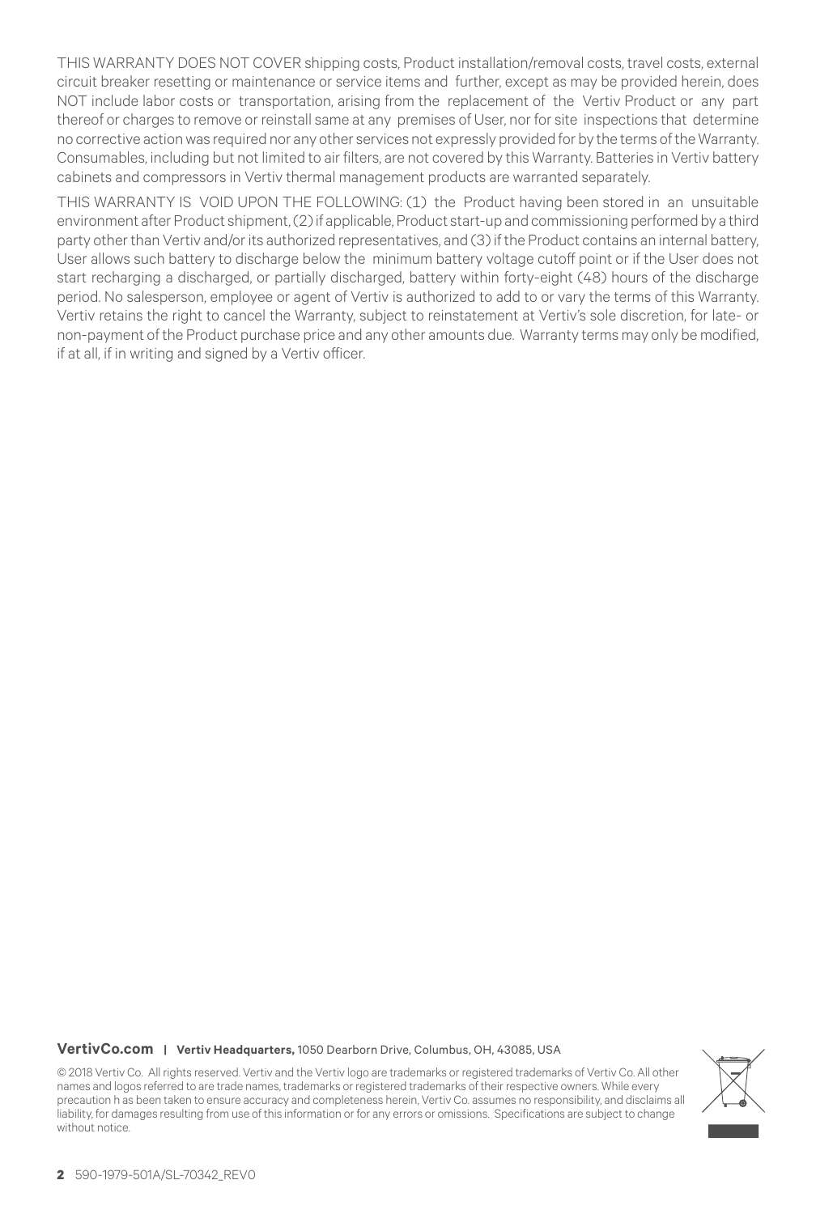THIS WARRANTY DOES NOT COVER shipping costs, Product installation/removal costs, travel costs, external circuit breaker resetting or maintenance or service items and further, except as may be provided herein, does NOT include labor costs or transportation, arising from the replacement of the Vertiv Product or any part thereof or charges to remove or reinstall same at any premises of User, nor for site inspections that determine no corrective action was required nor any other services not expressly provided for by the terms of the Warranty. Consumables, including but not limited to air filters, are not covered by this Warranty. Batteries in Vertiv battery cabinets and compressors in Vertiv thermal management products are warranted separately.

THIS WARRANTY IS VOID UPON THE FOLLOWING: (1) the Product having been stored in an unsuitable environment after Product shipment, (2) if applicable, Product start-up and commissioning performed by a third party other than Vertiv and/or its authorized representatives, and (3) if the Product contains an internal battery, User allows such battery to discharge below the minimum battery voltage cutoff point or if the User does not start recharging a discharged, or partially discharged, battery within forty-eight (48) hours of the discharge period. No salesperson, employee or agent of Vertiv is authorized to add to or vary the terms of this Warranty. Vertiv retains the right to cancel the Warranty, subject to reinstatement at Vertiv's sole discretion, for late- or non-payment of the Product purchase price and any other amounts due. Warranty terms may only be modified, if at all, if in writing and signed by a Vertiv officer.

**VertivCo.com** | **Vertiv Headquarters,** 1050 Dearborn Drive, Columbus, OH, 43085, USA

© 2018 Vertiv Co. All rights reserved. Vertiv and the Vertiv logo are trademarks or registered trademarks of Vertiv Co. All other names and logos referred to are trade names, trademarks or registered trademarks of their respective owners. While every precaution h as been taken to ensure accuracy and completeness herein, Vertiv Co. assumes no responsibility, and disclaims all liability, for damages resulting from use of this information or for any errors or omissions. Specifications are subject to change without notice.

590-1979-501A/SL-70342_REV0